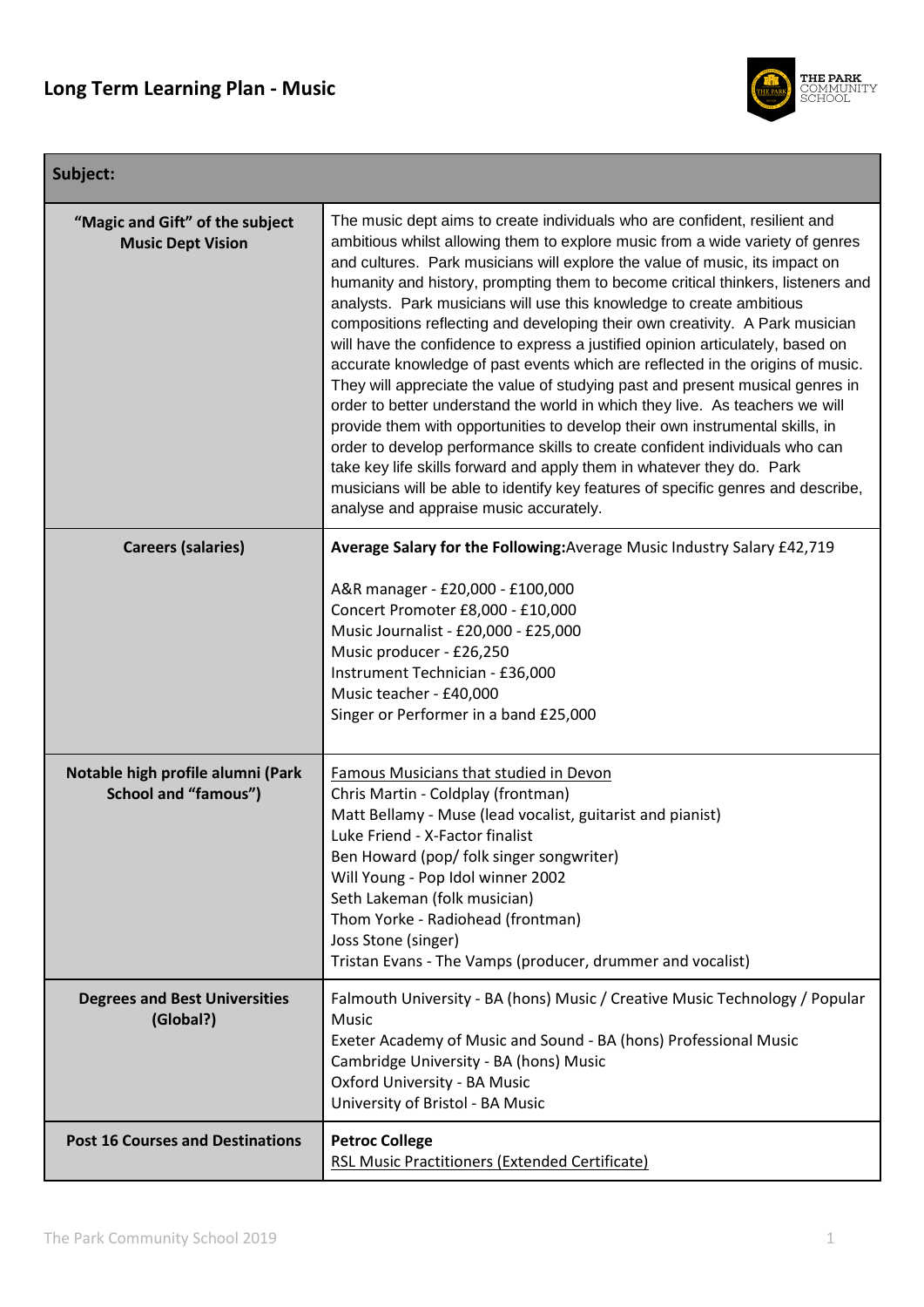# Long Term Learning Plan - Music

| Subject: | |
|---|---|
| **"Magic and Gift" of the subject Music Dept Vision** | The music dept aims to create individuals who are confident, resilient and ambitious whilst allowing them to explore music from a wide variety of genres and cultures. Park musicians will explore the value of music, its impact on humanity and history, prompting them to become critical thinkers, listeners and analysts. Park musicians will use this knowledge to create ambitious compositions reflecting and developing their own creativity. A Park musician will have the confidence to express a justified opinion articulately, based on accurate knowledge of past events which are reflected in the origins of music. They will appreciate the value of studying past and present musical genres in order to better understand the world in which they live. As teachers we will provide them with opportunities to develop their own instrumental skills, in order to develop performance skills to create confident individuals who can take key life skills forward and apply them in whatever they do. Park musicians will be able to identify key features of specific genres and describe, analyse and appraise music accurately. |
| **Careers (salaries)** | **Average Salary for the Following:** Average Music Industry Salary £42,719<br><br>A&R manager - £20,000 - £100,000<br>Concert Promoter £8,000 - £10,000<br>Music Journalist - £20,000 - £25,000<br>Music producer - £26,250<br>Instrument Technician - £36,000<br>Music teacher - £40,000<br>Singer or Performer in a band £25,000 |
| **Notable high profile alumni (Park School and "famous")** | Famous Musicians that studied in Devon<br>Chris Martin - Coldplay (frontman)<br>Matt Bellamy - Muse (lead vocalist, guitarist and pianist)<br>Luke Friend - X-Factor finalist<br>Ben Howard (pop/ folk singer songwriter)<br>Will Young - Pop Idol winner 2002<br>Seth Lakeman (folk musician)<br>Thom Yorke - Radiohead (frontman)<br>Joss Stone (singer)<br>Tristan Evans - The Vamps (producer, drummer and vocalist) |
| **Degrees and Best Universities (Global?)** | Falmouth University - BA (hons) Music / Creative Music Technology / Popular Music<br>Exeter Academy of Music and Sound - BA (hons) Professional Music<br>Cambridge University - BA (hons) Music<br>Oxford University - BA Music<br>University of Bristol - BA Music |
| **Post 16 Courses and Destinations** | **Petroc College**<br>RSL Music Practitioners (Extended Certificate) |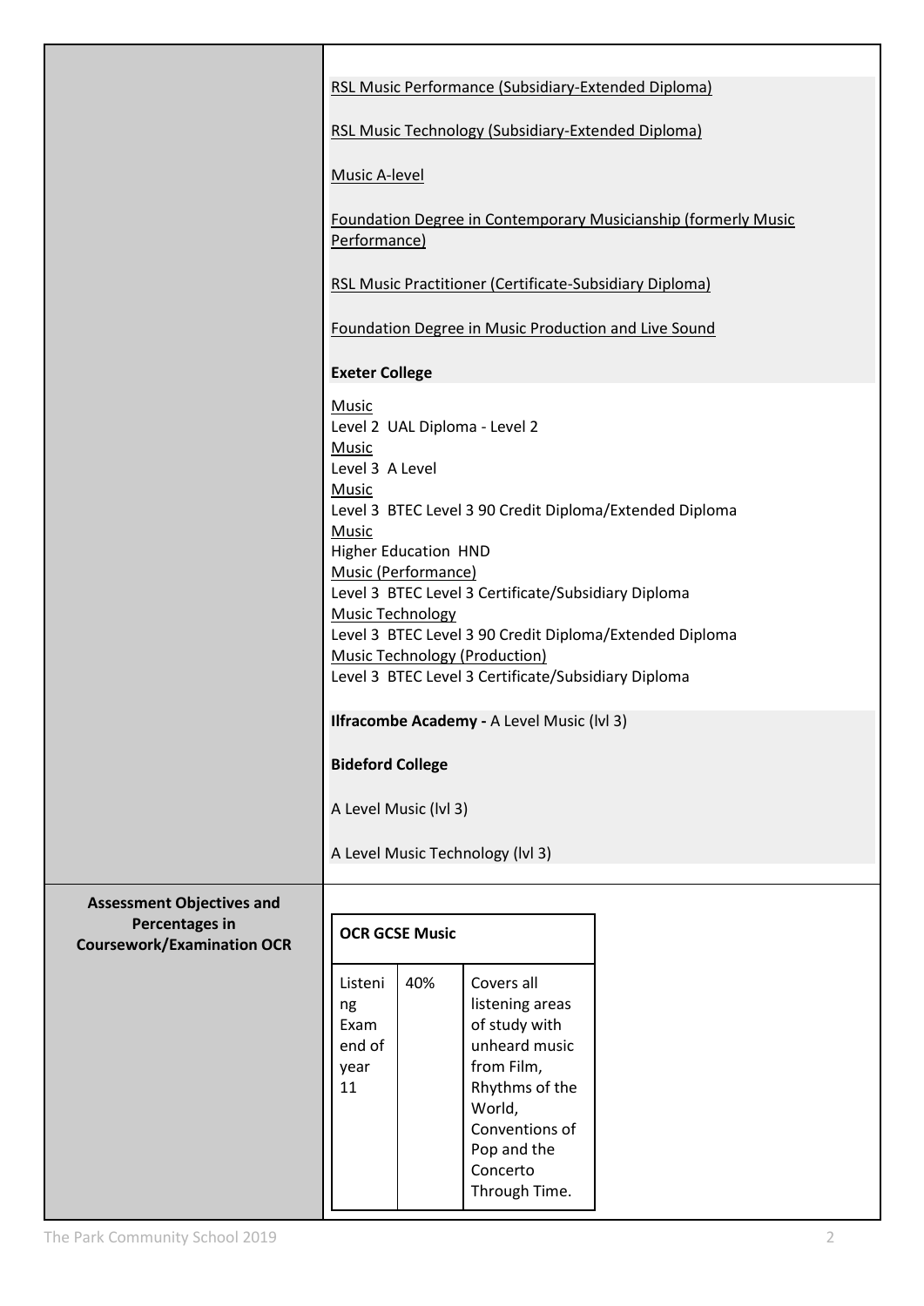| | |
|---|---|
| | RSL Music Performance (Subsidiary-Extended Diploma)<br><br>RSL Music Technology (Subsidiary-Extended Diploma)<br><br>Music A-level<br><br>Foundation Degree in Contemporary Musicianship (formerly Music Performance)<br><br>RSL Music Practitioner (Certificate-Subsidiary Diploma)<br><br>Foundation Degree in Music Production and Live Sound<br><br>**Exeter College**<br><br>Music<br>Level 2 UAL Diploma - Level 2<br>Music<br>Level 3 A Level<br>Music<br>Level 3 BTEC Level 3 90 Credit Diploma/Extended Diploma<br>Music<br>Higher Education HND<br>Music (Performance)<br>Level 3 BTEC Level 3 Certificate/Subsidiary Diploma<br>Music Technology<br>Level 3 BTEC Level 3 90 Credit Diploma/Extended Diploma<br>Music Technology (Production)<br>Level 3 BTEC Level 3 Certificate/Subsidiary Diploma<br><br>**Ilfracombe Academy -** A Level Music (lvl 3)<br><br>**Bideford College**<br><br>A Level Music (lvl 3)<br><br>A Level Music Technology (lvl 3) |
| **Assessment Objectives and Percentages in Coursework/Examination OCR** | **OCR GCSE Music**<br><br>Listening Exam end of year 11 — 40% — Covers all listening areas of study with unheard music from Film, Rhythms of the World, Conventions of Pop and the Concerto Through Time. |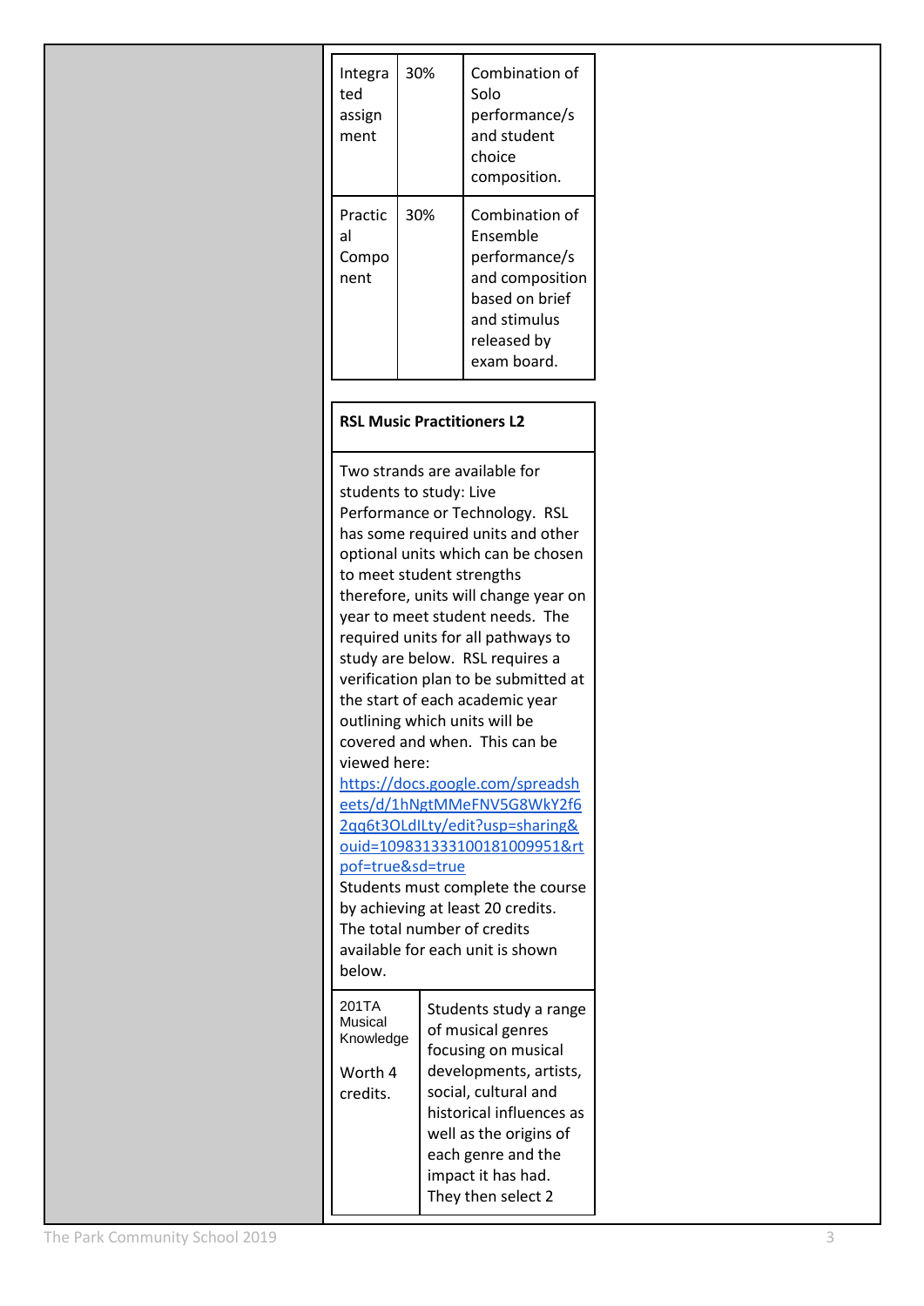| | | |
|---|---|---|
| Integrated assignment | 30% | Combination of Solo performance/s and student choice composition. |
| Practical Component | 30% | Combination of Ensemble performance/s and composition based on brief and stimulus released by exam board. |

**RSL Music Practitioners L2**

Two strands are available for students to study: Live Performance or Technology. RSL has some required units and other optional units which can be chosen to meet student strengths therefore, units will change year on year to meet student needs. The required units for all pathways to study are below. RSL requires a verification plan to be submitted at the start of each academic year outlining which units will be covered and when. This can be viewed here: [https://docs.google.com/spreadsheets/d/1hNgtMMeFNV5G8WkY2f62qq6t3OLdILty/edit?usp=sharing&ouid=109831333100181009951&rtpof=true&sd=true](https://docs.google.com/spreadsheets/d/1hNgtMMeFNV5G8WkY2f62qq6t3OLdILty/edit?usp=sharing&ouid=109831333100181009951&rtpof=true&sd=true)
Students must complete the course by achieving at least 20 credits. The total number of credits available for each unit is shown below.

| | |
|---|---|
| 201TA Musical Knowledge<br><br>Worth 4 credits. | Students study a range of musical genres focusing on musical developments, artists, social, cultural and historical influences as well as the origins of each genre and the impact it has had. They then select 2 |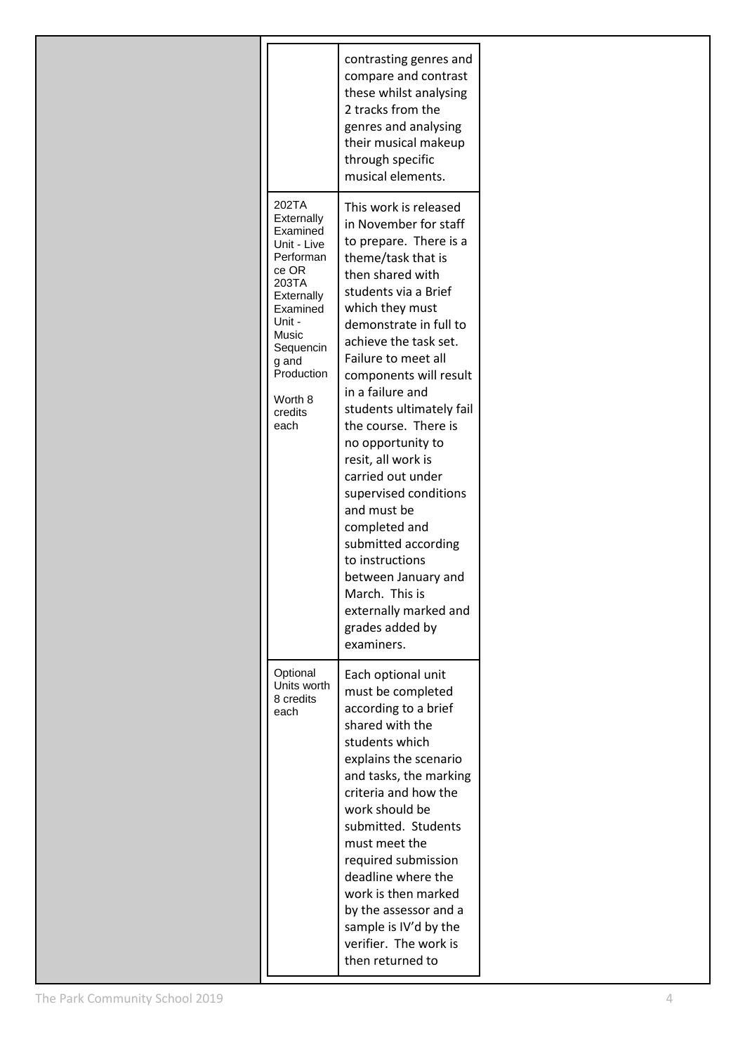| | |
|---|---|
| | contrasting genres and compare and contrast these whilst analysing 2 tracks from the genres and analysing their musical makeup through specific musical elements. |
| 202TA Externally Examined Unit - Live Performance OR 203TA Externally Examined Unit - Music Sequencing and Production<br><br>Worth 8 credits each | This work is released in November for staff to prepare. There is a theme/task that is then shared with students via a Brief which they must demonstrate in full to achieve the task set. Failure to meet all components will result in a failure and students ultimately fail the course. There is no opportunity to resit, all work is carried out under supervised conditions and must be completed and submitted according to instructions between January and March. This is externally marked and grades added by examiners. |
| Optional Units worth 8 credits each | Each optional unit must be completed according to a brief shared with the students which explains the scenario and tasks, the marking criteria and how the work should be submitted. Students must meet the required submission deadline where the work is then marked by the assessor and a sample is IV'd by the verifier. The work is then returned to |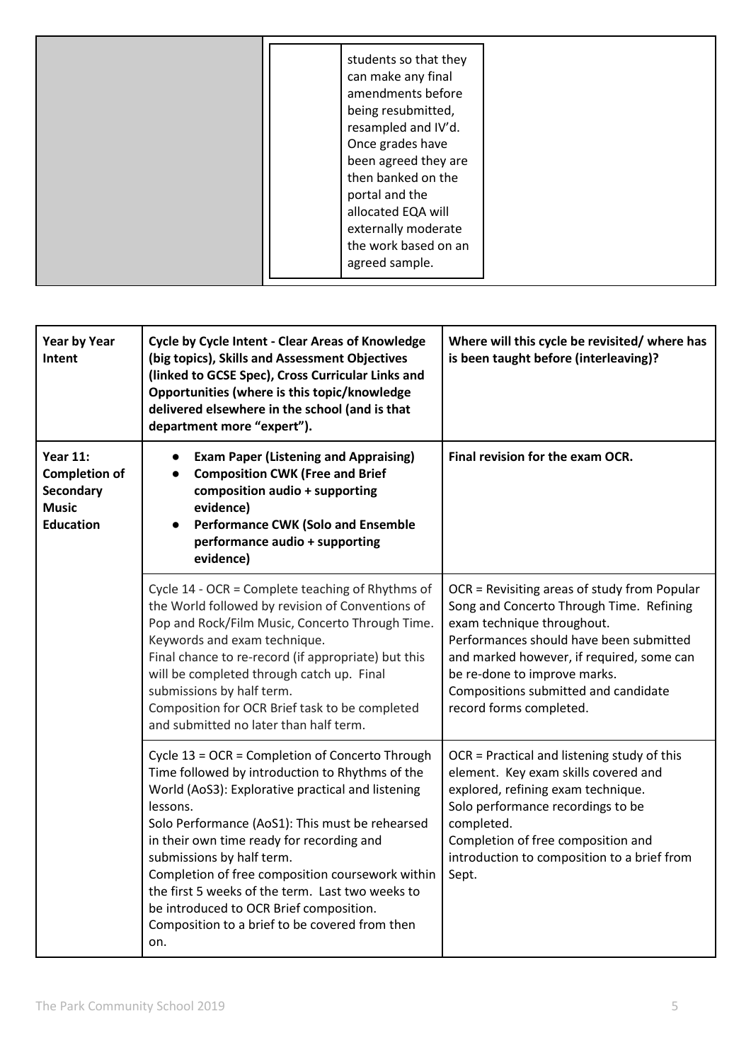| | | |
|---|---|---|
| | | students so that they can make any final amendments before being resubmitted, resampled and IV'd. Once grades have been agreed they are then banked on the portal and the allocated EQA will externally moderate the work based on an agreed sample. |

| **Year by Year Intent** | **Cycle by Cycle Intent - Clear Areas of Knowledge (big topics), Skills and Assessment Objectives (linked to GCSE Spec), Cross Curricular Links and Opportunities (where is this topic/knowledge delivered elsewhere in the school (and is that department more "expert").** | **Where will this cycle be revisited/ where has is been taught before (interleaving)?** |
|---|---|---|
| **Year 11: Completion of Secondary Music Education** | • **Exam Paper (Listening and Appraising)**<br>• **Composition CWK (Free and Brief composition audio + supporting evidence)**<br>• **Performance CWK (Solo and Ensemble performance audio + supporting evidence)** | **Final revision for the exam OCR.** |
| | Cycle 14 - OCR = Complete teaching of Rhythms of the World followed by revision of Conventions of Pop and Rock/Film Music, Concerto Through Time. Keywords and exam technique.<br>Final chance to re-record (if appropriate) but this will be completed through catch up. Final submissions by half term.<br>Composition for OCR Brief task to be completed and submitted no later than half term. | OCR = Revisiting areas of study from Popular Song and Concerto Through Time. Refining exam technique throughout.<br>Performances should have been submitted and marked however, if required, some can be re-done to improve marks.<br>Compositions submitted and candidate record forms completed. |
| | Cycle 13 = OCR = Completion of Concerto Through Time followed by introduction to Rhythms of the World (AoS3): Explorative practical and listening lessons.<br>Solo Performance (AoS1): This must be rehearsed in their own time ready for recording and submissions by half term.<br>Completion of free composition coursework within the first 5 weeks of the term. Last two weeks to be introduced to OCR Brief composition. Composition to a brief to be covered from then on. | OCR = Practical and listening study of this element. Key exam skills covered and explored, refining exam technique.<br>Solo performance recordings to be completed.<br>Completion of free composition and introduction to composition to a brief from Sept. |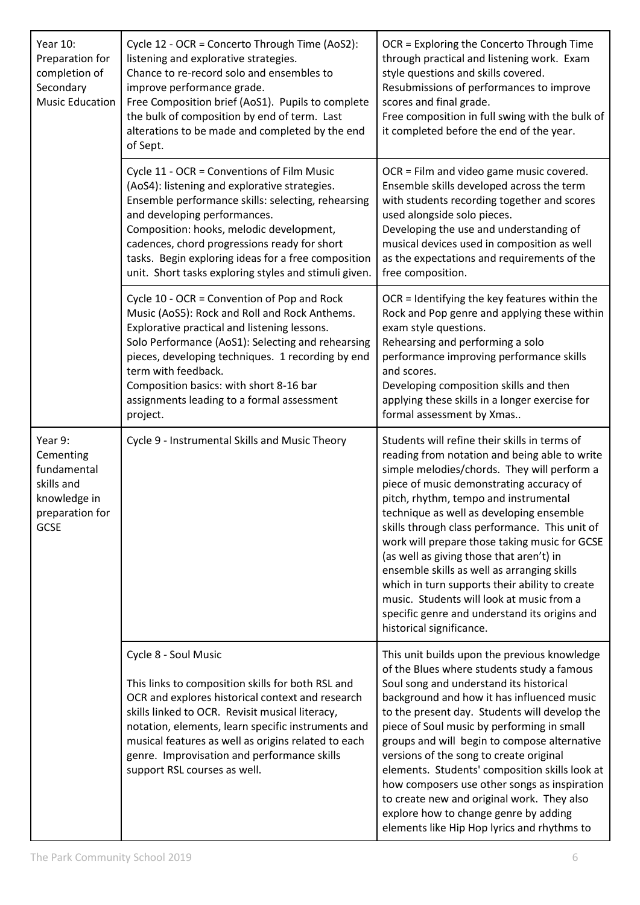| | | |
|---|---|---|
| Year 10: Preparation for completion of Secondary Music Education | Cycle 12 - OCR = Concerto Through Time (AoS2): listening and explorative strategies.<br>Chance to re-record solo and ensembles to improve performance grade.<br>Free Composition brief (AoS1). Pupils to complete the bulk of composition by end of term. Last alterations to be made and completed by the end of Sept. | OCR = Exploring the Concerto Through Time through practical and listening work. Exam style questions and skills covered.<br>Resubmissions of performances to improve scores and final grade.<br>Free composition in full swing with the bulk of it completed before the end of the year. |
| | Cycle 11 - OCR = Conventions of Film Music (AoS4): listening and explorative strategies.<br>Ensemble performance skills: selecting, rehearsing and developing performances.<br>Composition: hooks, melodic development, cadences, chord progressions ready for short tasks. Begin exploring ideas for a free composition unit. Short tasks exploring styles and stimuli given. | OCR = Film and video game music covered.<br>Ensemble skills developed across the term with students recording together and scores used alongside solo pieces.<br>Developing the use and understanding of musical devices used in composition as well as the expectations and requirements of the free composition. |
| | Cycle 10 - OCR = Convention of Pop and Rock Music (AoS5): Rock and Roll and Rock Anthems.<br>Explorative practical and listening lessons.<br>Solo Performance (AoS1): Selecting and rehearsing pieces, developing techniques. 1 recording by end term with feedback.<br>Composition basics: with short 8-16 bar assignments leading to a formal assessment project. | OCR = Identifying the key features within the Rock and Pop genre and applying these within exam style questions.<br>Rehearsing and performing a solo performance improving performance skills and scores.<br>Developing composition skills and then applying these skills in a longer exercise for formal assessment by Xmas.. |
| Year 9: Cementing fundamental skills and knowledge in preparation for GCSE | Cycle 9 - Instrumental Skills and Music Theory | Students will refine their skills in terms of reading from notation and being able to write simple melodies/chords. They will perform a piece of music demonstrating accuracy of pitch, rhythm, tempo and instrumental technique as well as developing ensemble skills through class performance. This unit of work will prepare those taking music for GCSE (as well as giving those that aren't) in ensemble skills as well as arranging skills which in turn supports their ability to create music. Students will look at music from a specific genre and understand its origins and historical significance. |
| | Cycle 8 - Soul Music<br><br>This links to composition skills for both RSL and OCR and explores historical context and research skills linked to OCR. Revisit musical literacy, notation, elements, learn specific instruments and musical features as well as origins related to each genre. Improvisation and performance skills support RSL courses as well. | This unit builds upon the previous knowledge of the Blues where students study a famous Soul song and understand its historical background and how it has influenced music to the present day. Students will develop the piece of Soul music by performing in small groups and will begin to compose alternative versions of the song to create original elements. Students' composition skills look at how composers use other songs as inspiration to create new and original work. They also explore how to change genre by adding elements like Hip Hop lyrics and rhythms to |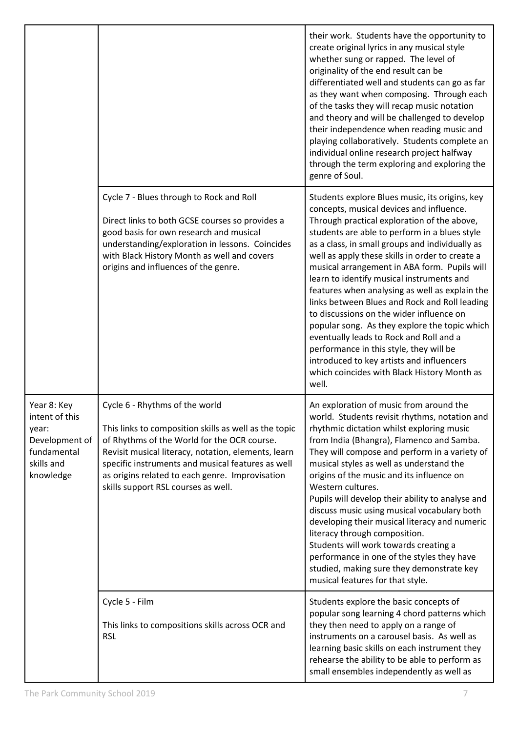| | | |
|---|---|---|
| | | their work. Students have the opportunity to create original lyrics in any musical style whether sung or rapped. The level of originality of the end result can be differentiated well and students can go as far as they want when composing. Through each of the tasks they will recap music notation and theory and will be challenged to develop their independence when reading music and playing collaboratively. Students complete an individual online research project halfway through the term exploring and exploring the genre of Soul. |
| | Cycle 7 - Blues through to Rock and Roll<br><br>Direct links to both GCSE courses so provides a good basis for own research and musical understanding/exploration in lessons. Coincides with Black History Month as well and covers origins and influences of the genre. | Students explore Blues music, its origins, key concepts, musical devices and influence. Through practical exploration of the above, students are able to perform in a blues style as a class, in small groups and individually as well as apply these skills in order to create a musical arrangement in ABA form. Pupils will learn to identify musical instruments and features when analysing as well as explain the links between Blues and Rock and Roll leading to discussions on the wider influence on popular song. As they explore the topic which eventually leads to Rock and Roll and a performance in this style, they will be introduced to key artists and influencers which coincides with Black History Month as well. |
| Year 8: Key intent of this year: Development of fundamental skills and knowledge | Cycle 6 - Rhythms of the world<br><br>This links to composition skills as well as the topic of Rhythms of the World for the OCR course. Revisit musical literacy, notation, elements, learn specific instruments and musical features as well as origins related to each genre. Improvisation skills support RSL courses as well. | An exploration of music from around the world. Students revisit rhythms, notation and rhythmic dictation whilst exploring music from India (Bhangra), Flamenco and Samba. They will compose and perform in a variety of musical styles as well as understand the origins of the music and its influence on Western cultures.<br>Pupils will develop their ability to analyse and discuss music using musical vocabulary both developing their musical literacy and numeric literacy through composition.<br>Students will work towards creating a performance in one of the styles they have studied, making sure they demonstrate key musical features for that style. |
| | Cycle 5 - Film<br><br>This links to compositions skills across OCR and RSL | Students explore the basic concepts of popular song learning 4 chord patterns which they then need to apply on a range of instruments on a carousel basis. As well as learning basic skills on each instrument they rehearse the ability to be able to perform as small ensembles independently as well as |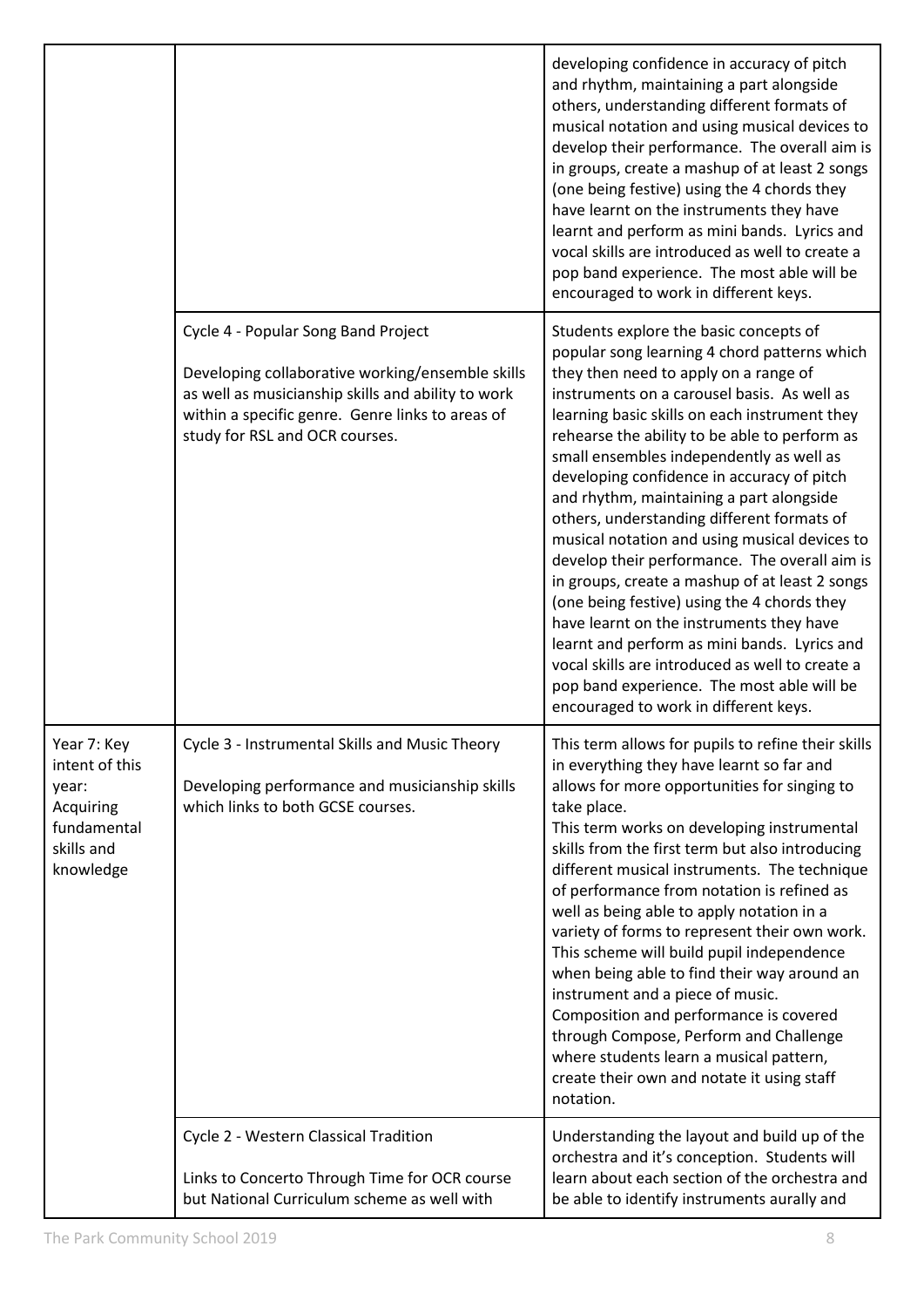| | | |
|---|---|---|
| | | developing confidence in accuracy of pitch and rhythm, maintaining a part alongside others, understanding different formats of musical notation and using musical devices to develop their performance. The overall aim is in groups, create a mashup of at least 2 songs (one being festive) using the 4 chords they have learnt on the instruments they have learnt and perform as mini bands. Lyrics and vocal skills are introduced as well to create a pop band experience. The most able will be encouraged to work in different keys. |
| | Cycle 4 - Popular Song Band Project<br><br>Developing collaborative working/ensemble skills as well as musicianship skills and ability to work within a specific genre. Genre links to areas of study for RSL and OCR courses. | Students explore the basic concepts of popular song learning 4 chord patterns which they then need to apply on a range of instruments on a carousel basis. As well as learning basic skills on each instrument they rehearse the ability to be able to perform as small ensembles independently as well as developing confidence in accuracy of pitch and rhythm, maintaining a part alongside others, understanding different formats of musical notation and using musical devices to develop their performance. The overall aim is in groups, create a mashup of at least 2 songs (one being festive) using the 4 chords they have learnt on the instruments they have learnt and perform as mini bands. Lyrics and vocal skills are introduced as well to create a pop band experience. The most able will be encouraged to work in different keys. |
| Year 7: Key intent of this year: Acquiring fundamental skills and knowledge | Cycle 3 - Instrumental Skills and Music Theory<br><br>Developing performance and musicianship skills which links to both GCSE courses. | This term allows for pupils to refine their skills in everything they have learnt so far and allows for more opportunities for singing to take place.<br>This term works on developing instrumental skills from the first term but also introducing different musical instruments. The technique of performance from notation is refined as well as being able to apply notation in a variety of forms to represent their own work. This scheme will build pupil independence when being able to find their way around an instrument and a piece of music.<br>Composition and performance is covered through Compose, Perform and Challenge where students learn a musical pattern, create their own and notate it using staff notation. |
| | Cycle 2 - Western Classical Tradition<br><br>Links to Concerto Through Time for OCR course but National Curriculum scheme as well with | Understanding the layout and build up of the orchestra and it's conception. Students will learn about each section of the orchestra and be able to identify instruments aurally and |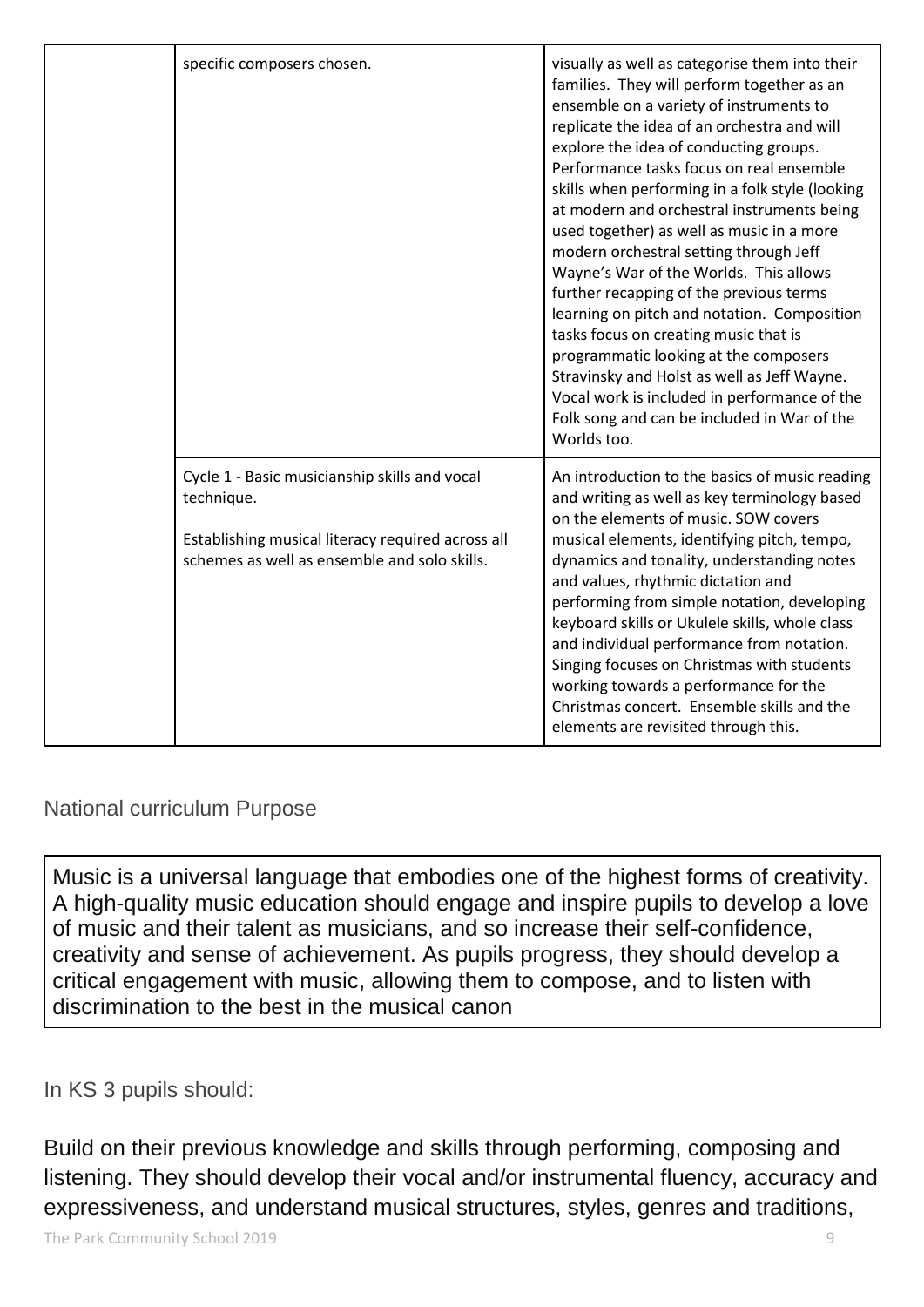| | | |
|---|---|---|
| | specific composers chosen. | visually as well as categorise them into their families. They will perform together as an ensemble on a variety of instruments to replicate the idea of an orchestra and will explore the idea of conducting groups. Performance tasks focus on real ensemble skills when performing in a folk style (looking at modern and orchestral instruments being used together) as well as music in a more modern orchestral setting through Jeff Wayne's War of the Worlds. This allows further recapping of the previous terms learning on pitch and notation. Composition tasks focus on creating music that is programmatic looking at the composers Stravinsky and Holst as well as Jeff Wayne. Vocal work is included in performance of the Folk song and can be included in War of the Worlds too. |
| | Cycle 1 - Basic musicianship skills and vocal technique.<br><br>Establishing musical literacy required across all schemes as well as ensemble and solo skills. | An introduction to the basics of music reading and writing as well as key terminology based on the elements of music. SOW covers musical elements, identifying pitch, tempo, dynamics and tonality, understanding notes and values, rhythmic dictation and performing from simple notation, developing keyboard skills or Ukulele skills, whole class and individual performance from notation. Singing focuses on Christmas with students working towards a performance for the Christmas concert. Ensemble skills and the elements are revisited through this. |

## National curriculum Purpose

Music is a universal language that embodies one of the highest forms of creativity. A high-quality music education should engage and inspire pupils to develop a love of music and their talent as musicians, and so increase their self-confidence, creativity and sense of achievement. As pupils progress, they should develop a critical engagement with music, allowing them to compose, and to listen with discrimination to the best in the musical canon

## In KS 3 pupils should:

Build on their previous knowledge and skills through performing, composing and listening. They should develop their vocal and/or instrumental fluency, accuracy and expressiveness, and understand musical structures, styles, genres and traditions,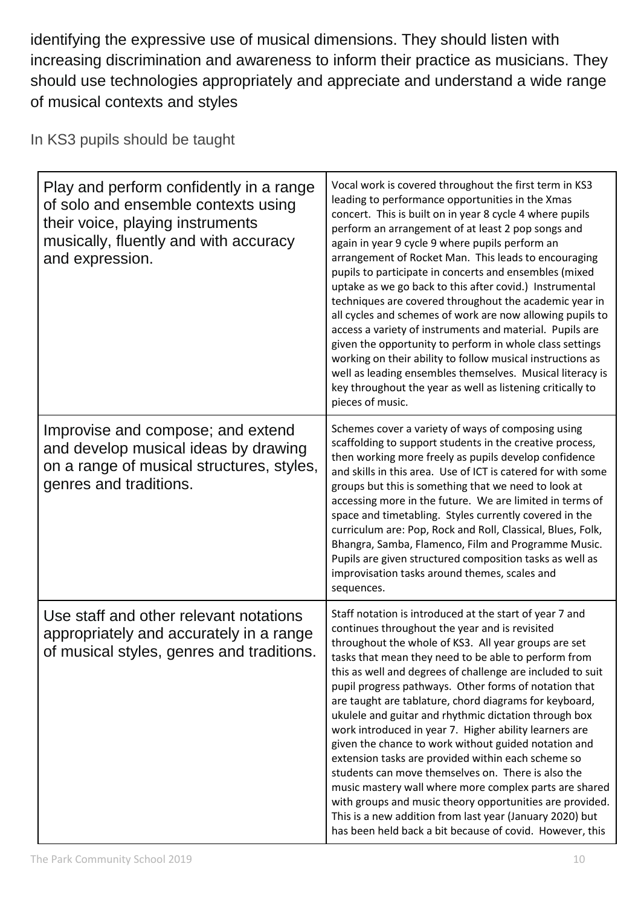identifying the expressive use of musical dimensions. They should listen with increasing discrimination and awareness to inform their practice as musicians. They should use technologies appropriately and appreciate and understand a wide range of musical contexts and styles

In KS3 pupils should be taught

| | |
|---|---|
| Play and perform confidently in a range of solo and ensemble contexts using their voice, playing instruments musically, fluently and with accuracy and expression. | Vocal work is covered throughout the first term in KS3 leading to performance opportunities in the Xmas concert. This is built on in year 8 cycle 4 where pupils perform an arrangement of at least 2 pop songs and again in year 9 cycle 9 where pupils perform an arrangement of Rocket Man. This leads to encouraging pupils to participate in concerts and ensembles (mixed uptake as we go back to this after covid.) Instrumental techniques are covered throughout the academic year in all cycles and schemes of work are now allowing pupils to access a variety of instruments and material. Pupils are given the opportunity to perform in whole class settings working on their ability to follow musical instructions as well as leading ensembles themselves. Musical literacy is key throughout the year as well as listening critically to pieces of music. |
| Improvise and compose; and extend and develop musical ideas by drawing on a range of musical structures, styles, genres and traditions. | Schemes cover a variety of ways of composing using scaffolding to support students in the creative process, then working more freely as pupils develop confidence and skills in this area. Use of ICT is catered for with some groups but this is something that we need to look at accessing more in the future. We are limited in terms of space and timetabling. Styles currently covered in the curriculum are: Pop, Rock and Roll, Classical, Blues, Folk, Bhangra, Samba, Flamenco, Film and Programme Music. Pupils are given structured composition tasks as well as improvisation tasks around themes, scales and sequences. |
| Use staff and other relevant notations appropriately and accurately in a range of musical styles, genres and traditions. | Staff notation is introduced at the start of year 7 and continues throughout the year and is revisited throughout the whole of KS3. All year groups are set tasks that mean they need to be able to perform from this as well and degrees of challenge are included to suit pupil progress pathways. Other forms of notation that are taught are tablature, chord diagrams for keyboard, ukulele and guitar and rhythmic dictation through box work introduced in year 7. Higher ability learners are given the chance to work without guided notation and extension tasks are provided within each scheme so students can move themselves on. There is also the music mastery wall where more complex parts are shared with groups and music theory opportunities are provided. This is a new addition from last year (January 2020) but has been held back a bit because of covid. However, this |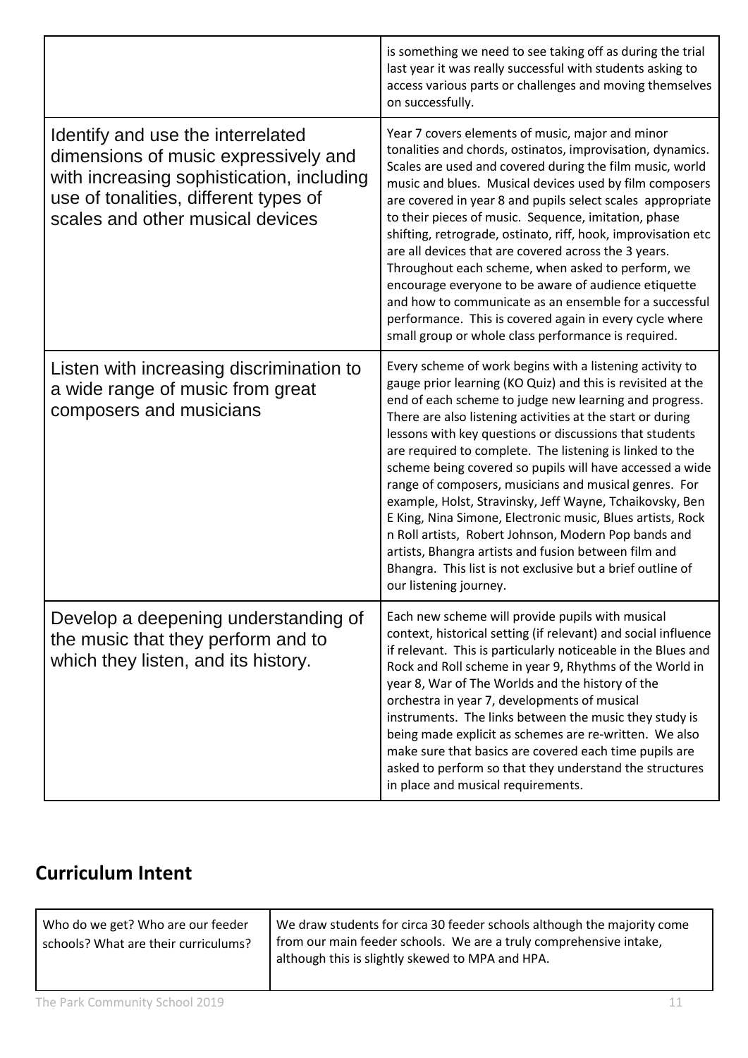| | |
|---|---|
| | is something we need to see taking off as during the trial last year it was really successful with students asking to access various parts or challenges and moving themselves on successfully. |
| Identify and use the interrelated dimensions of music expressively and with increasing sophistication, including use of tonalities, different types of scales and other musical devices | Year 7 covers elements of music, major and minor tonalities and chords, ostinatos, improvisation, dynamics. Scales are used and covered during the film music, world music and blues. Musical devices used by film composers are covered in year 8 and pupils select scales appropriate to their pieces of music. Sequence, imitation, phase shifting, retrograde, ostinato, riff, hook, improvisation etc are all devices that are covered across the 3 years. Throughout each scheme, when asked to perform, we encourage everyone to be aware of audience etiquette and how to communicate as an ensemble for a successful performance. This is covered again in every cycle where small group or whole class performance is required. |
| Listen with increasing discrimination to a wide range of music from great composers and musicians | Every scheme of work begins with a listening activity to gauge prior learning (KO Quiz) and this is revisited at the end of each scheme to judge new learning and progress. There are also listening activities at the start or during lessons with key questions or discussions that students are required to complete. The listening is linked to the scheme being covered so pupils will have accessed a wide range of composers, musicians and musical genres. For example, Holst, Stravinsky, Jeff Wayne, Tchaikovsky, Ben E King, Nina Simone, Electronic music, Blues artists, Rock n Roll artists, Robert Johnson, Modern Pop bands and artists, Bhangra artists and fusion between film and Bhangra. This list is not exclusive but a brief outline of our listening journey. |
| Develop a deepening understanding of the music that they perform and to which they listen, and its history. | Each new scheme will provide pupils with musical context, historical setting (if relevant) and social influence if relevant. This is particularly noticeable in the Blues and Rock and Roll scheme in year 9, Rhythms of the World in year 8, War of The Worlds and the history of the orchestra in year 7, developments of musical instruments. The links between the music they study is being made explicit as schemes are re-written. We also make sure that basics are covered each time pupils are asked to perform so that they understand the structures in place and musical requirements. |

## Curriculum Intent

| | |
|---|---|
| Who do we get? Who are our feeder schools? What are their curriculums? | We draw students for circa 30 feeder schools although the majority come from our main feeder schools. We are a truly comprehensive intake, although this is slightly skewed to MPA and HPA. |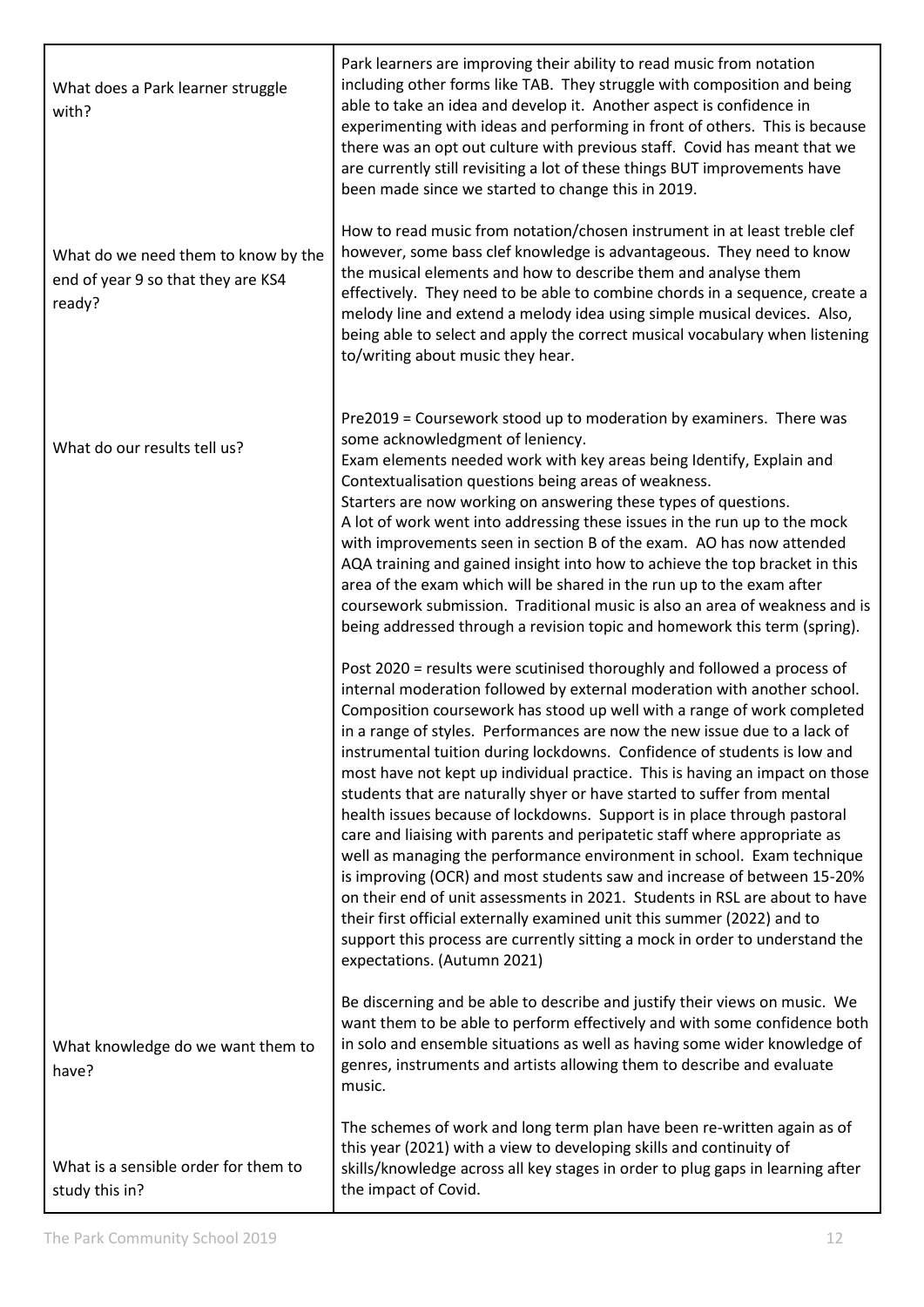| | |
|---|---|
| What does a Park learner struggle with? | Park learners are improving their ability to read music from notation including other forms like TAB. They struggle with composition and being able to take an idea and develop it. Another aspect is confidence in experimenting with ideas and performing in front of others. This is because there was an opt out culture with previous staff. Covid has meant that we are currently still revisiting a lot of these things BUT improvements have been made since we started to change this in 2019. |
| What do we need them to know by the end of year 9 so that they are KS4 ready? | How to read music from notation/chosen instrument in at least treble clef however, some bass clef knowledge is advantageous. They need to know the musical elements and how to describe them and analyse them effectively. They need to be able to combine chords in a sequence, create a melody line and extend a melody idea using simple musical devices. Also, being able to select and apply the correct musical vocabulary when listening to/writing about music they hear. |
| What do our results tell us? | Pre2019 = Coursework stood up to moderation by examiners. There was some acknowledgment of leniency.<br>Exam elements needed work with key areas being Identify, Explain and Contextualisation questions being areas of weakness.<br>Starters are now working on answering these types of questions.<br>A lot of work went into addressing these issues in the run up to the mock with improvements seen in section B of the exam. AO has now attended AQA training and gained insight into how to achieve the top bracket in this area of the exam which will be shared in the run up to the exam after coursework submission. Traditional music is also an area of weakness and is being addressed through a revision topic and homework this term (spring).<br><br>Post 2020 = results were scutinised thoroughly and followed a process of internal moderation followed by external moderation with another school. Composition coursework has stood up well with a range of work completed in a range of styles. Performances are now the new issue due to a lack of instrumental tuition during lockdowns. Confidence of students is low and most have not kept up individual practice. This is having an impact on those students that are naturally shyer or have started to suffer from mental health issues because of lockdowns. Support is in place through pastoral care and liaising with parents and peripatetic staff where appropriate as well as managing the performance environment in school. Exam technique is improving (OCR) and most students saw and increase of between 15-20% on their end of unit assessments in 2021. Students in RSL are about to have their first official externally examined unit this summer (2022) and to support this process are currently sitting a mock in order to understand the expectations. (Autumn 2021) |
| What knowledge do we want them to have? | Be discerning and be able to describe and justify their views on music. We want them to be able to perform effectively and with some confidence both in solo and ensemble situations as well as having some wider knowledge of genres, instruments and artists allowing them to describe and evaluate music. |
| What is a sensible order for them to study this in? | The schemes of work and long term plan have been re-written again as of this year (2021) with a view to developing skills and continuity of skills/knowledge across all key stages in order to plug gaps in learning after the impact of Covid. |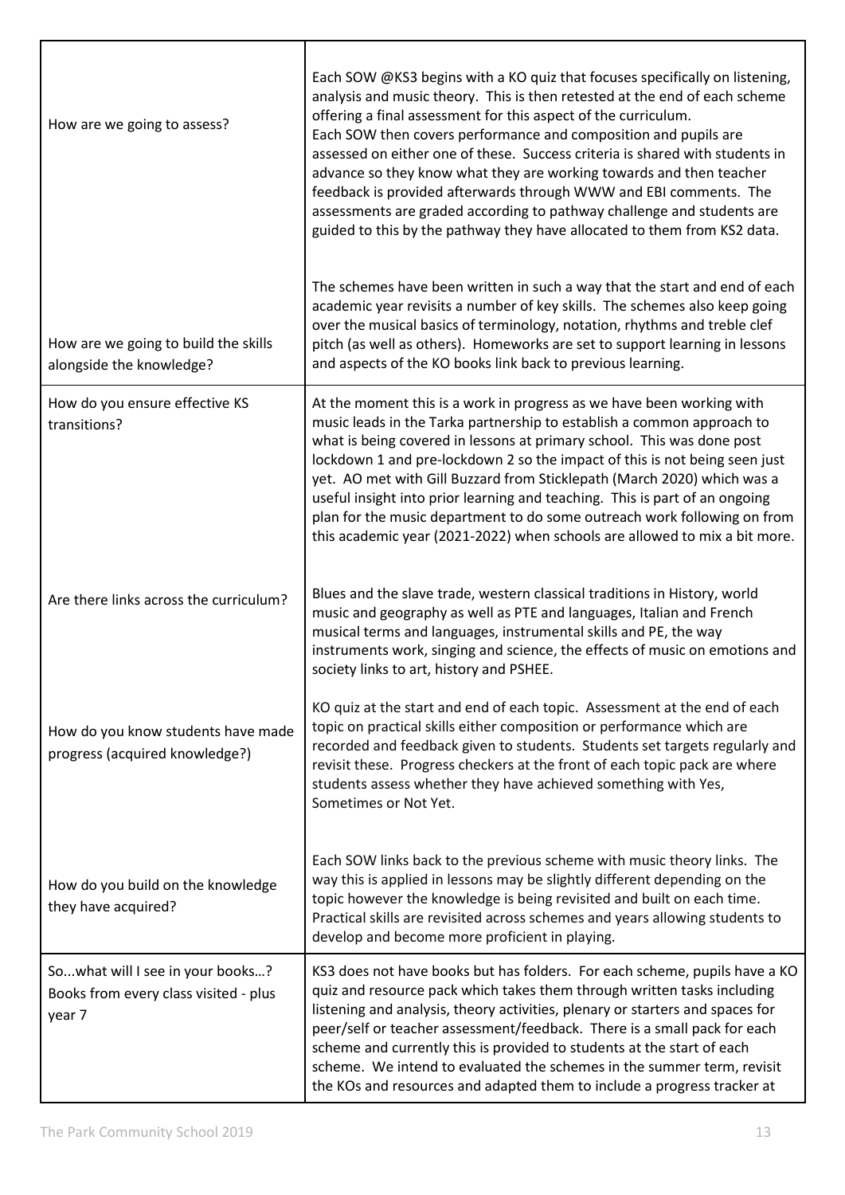| | |
|---|---|
| How are we going to assess? | Each SOW @KS3 begins with a KO quiz that focuses specifically on listening, analysis and music theory. This is then retested at the end of each scheme offering a final assessment for this aspect of the curriculum. Each SOW then covers performance and composition and pupils are assessed on either one of these. Success criteria is shared with students in advance so they know what they are working towards and then teacher feedback is provided afterwards through WWW and EBI comments. The assessments are graded according to pathway challenge and students are guided to this by the pathway they have allocated to them from KS2 data. |
| How are we going to build the skills alongside the knowledge? | The schemes have been written in such a way that the start and end of each academic year revisits a number of key skills. The schemes also keep going over the musical basics of terminology, notation, rhythms and treble clef pitch (as well as others). Homeworks are set to support learning in lessons and aspects of the KO books link back to previous learning. |
| How do you ensure effective KS transitions? | At the moment this is a work in progress as we have been working with music leads in the Tarka partnership to establish a common approach to what is being covered in lessons at primary school. This was done post lockdown 1 and pre-lockdown 2 so the impact of this is not being seen just yet. AO met with Gill Buzzard from Sticklepath (March 2020) which was a useful insight into prior learning and teaching. This is part of an ongoing plan for the music department to do some outreach work following on from this academic year (2021-2022) when schools are allowed to mix a bit more. |
| Are there links across the curriculum? | Blues and the slave trade, western classical traditions in History, world music and geography as well as PTE and languages, Italian and French musical terms and languages, instrumental skills and PE, the way instruments work, singing and science, the effects of music on emotions and society links to art, history and PSHEE. |
| How do you know students have made progress (acquired knowledge?) | KO quiz at the start and end of each topic. Assessment at the end of each topic on practical skills either composition or performance which are recorded and feedback given to students. Students set targets regularly and revisit these. Progress checkers at the front of each topic pack are where students assess whether they have achieved something with Yes, Sometimes or Not Yet. |
| How do you build on the knowledge they have acquired? | Each SOW links back to the previous scheme with music theory links. The way this is applied in lessons may be slightly different depending on the topic however the knowledge is being revisited and built on each time. Practical skills are revisited across schemes and years allowing students to develop and become more proficient in playing. |
| So...what will I see in your books…? Books from every class visited - plus year 7 | KS3 does not have books but has folders. For each scheme, pupils have a KO quiz and resource pack which takes them through written tasks including listening and analysis, theory activities, plenary or starters and spaces for peer/self or teacher assessment/feedback. There is a small pack for each scheme and currently this is provided to students at the start of each scheme. We intend to evaluated the schemes in the summer term, revisit the KOs and resources and adapted them to include a progress tracker at |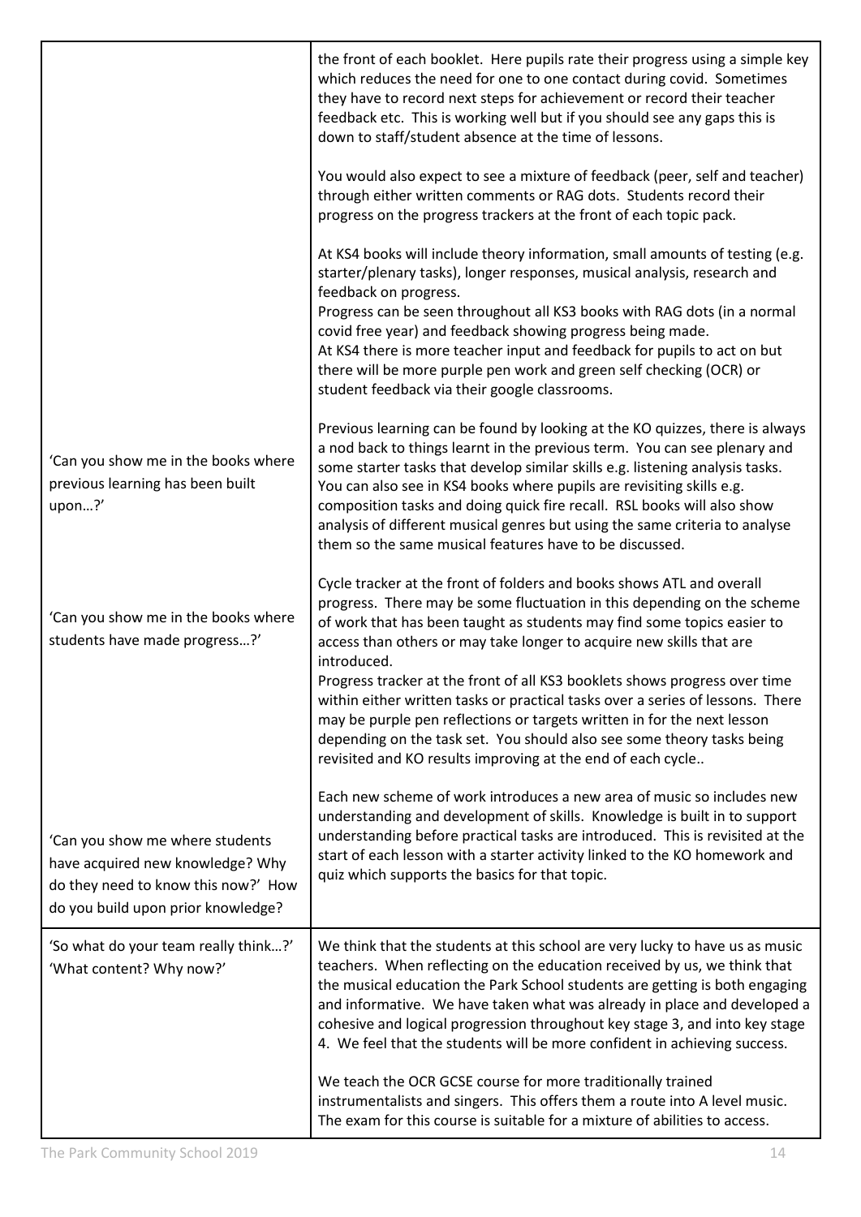| | |
|---|---|
| | the front of each booklet. Here pupils rate their progress using a simple key which reduces the need for one to one contact during covid. Sometimes they have to record next steps for achievement or record their teacher feedback etc. This is working well but if you should see any gaps this is down to staff/student absence at the time of lessons.<br><br>You would also expect to see a mixture of feedback (peer, self and teacher) through either written comments or RAG dots. Students record their progress on the progress trackers at the front of each topic pack.<br><br>At KS4 books will include theory information, small amounts of testing (e.g. starter/plenary tasks), longer responses, musical analysis, research and feedback on progress.<br>Progress can be seen throughout all KS3 books with RAG dots (in a normal covid free year) and feedback showing progress being made.<br>At KS4 there is more teacher input and feedback for pupils to act on but there will be more purple pen work and green self checking (OCR) or student feedback via their google classrooms. |
| 'Can you show me in the books where previous learning has been built upon…?' | Previous learning can be found by looking at the KO quizzes, there is always a nod back to things learnt in the previous term. You can see plenary and some starter tasks that develop similar skills e.g. listening analysis tasks. You can also see in KS4 books where pupils are revisiting skills e.g. composition tasks and doing quick fire recall. RSL books will also show analysis of different musical genres but using the same criteria to analyse them so the same musical features have to be discussed. |
| 'Can you show me in the books where students have made progress…?' | Cycle tracker at the front of folders and books shows ATL and overall progress. There may be some fluctuation in this depending on the scheme of work that has been taught as students may find some topics easier to access than others or may take longer to acquire new skills that are introduced.<br>Progress tracker at the front of all KS3 booklets shows progress over time within either written tasks or practical tasks over a series of lessons. There may be purple pen reflections or targets written in for the next lesson depending on the task set. You should also see some theory tasks being revisited and KO results improving at the end of each cycle.. |
| 'Can you show me where students have acquired new knowledge? Why do they need to know this now?' How do you build upon prior knowledge? | Each new scheme of work introduces a new area of music so includes new understanding and development of skills. Knowledge is built in to support understanding before practical tasks are introduced. This is revisited at the start of each lesson with a starter activity linked to the KO homework and quiz which supports the basics for that topic. |
| 'So what do your team really think…?' 'What content? Why now?' | We think that the students at this school are very lucky to have us as music teachers. When reflecting on the education received by us, we think that the musical education the Park School students are getting is both engaging and informative. We have taken what was already in place and developed a cohesive and logical progression throughout key stage 3, and into key stage 4. We feel that the students will be more confident in achieving success.<br><br>We teach the OCR GCSE course for more traditionally trained instrumentalists and singers. This offers them a route into A level music. The exam for this course is suitable for a mixture of abilities to access. |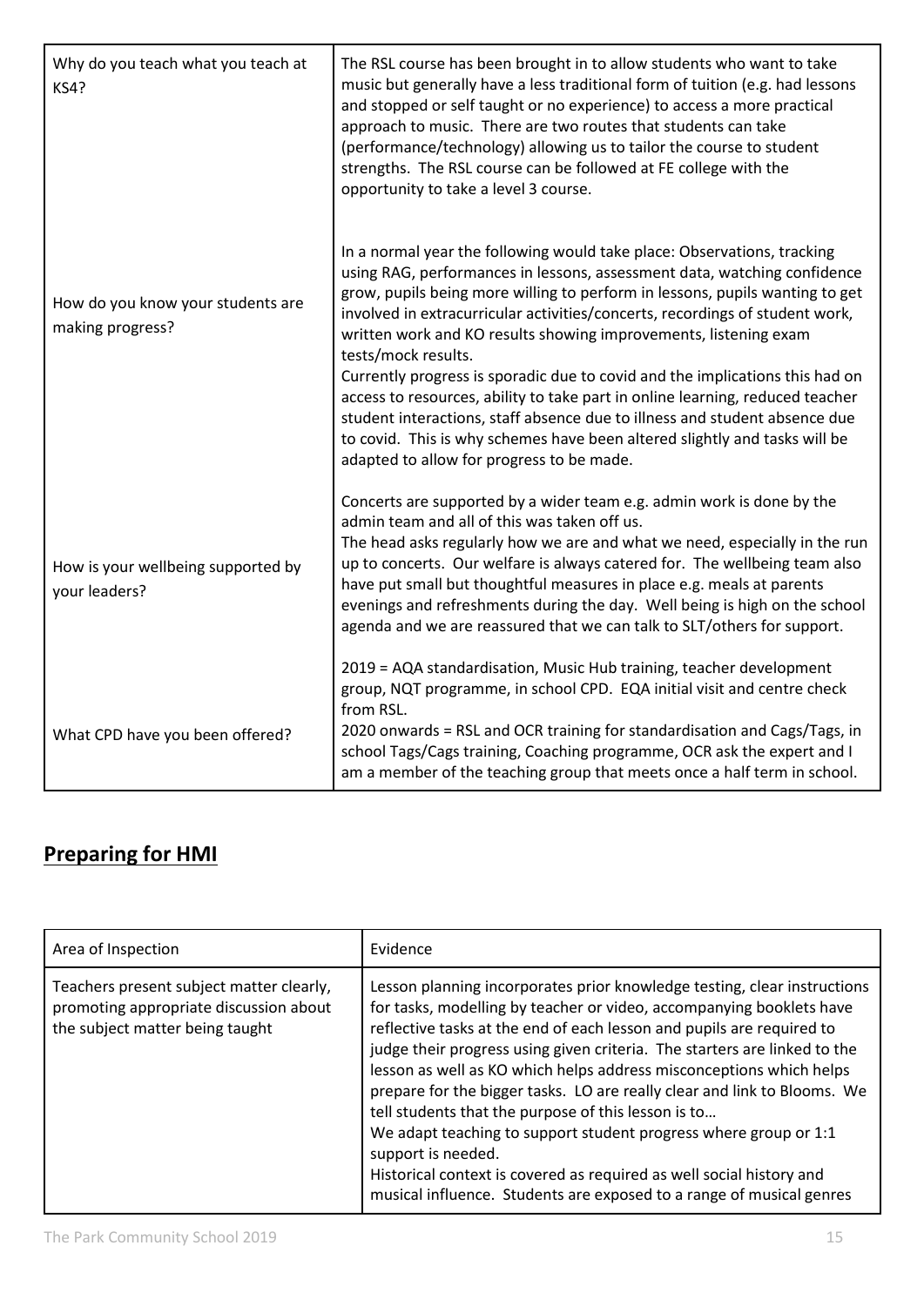| | |
|---|---|
| Why do you teach what you teach at KS4? | The RSL course has been brought in to allow students who want to take music but generally have a less traditional form of tuition (e.g. had lessons and stopped or self taught or no experience) to access a more practical approach to music. There are two routes that students can take (performance/technology) allowing us to tailor the course to student strengths. The RSL course can be followed at FE college with the opportunity to take a level 3 course. |
| How do you know your students are making progress? | In a normal year the following would take place: Observations, tracking using RAG, performances in lessons, assessment data, watching confidence grow, pupils being more willing to perform in lessons, pupils wanting to get involved in extracurricular activities/concerts, recordings of student work, written work and KO results showing improvements, listening exam tests/mock results.<br>Currently progress is sporadic due to covid and the implications this had on access to resources, ability to take part in online learning, reduced teacher student interactions, staff absence due to illness and student absence due to covid. This is why schemes have been altered slightly and tasks will be adapted to allow for progress to be made. |
| How is your wellbeing supported by your leaders? | Concerts are supported by a wider team e.g. admin work is done by the admin team and all of this was taken off us.<br>The head asks regularly how we are and what we need, especially in the run up to concerts. Our welfare is always catered for. The wellbeing team also have put small but thoughtful measures in place e.g. meals at parents evenings and refreshments during the day. Well being is high on the school agenda and we are reassured that we can talk to SLT/others for support. |
| What CPD have you been offered? | 2019 = AQA standardisation, Music Hub training, teacher development group, NQT programme, in school CPD. EQA initial visit and centre check from RSL.<br>2020 onwards = RSL and OCR training for standardisation and Cags/Tags, in school Tags/Cags training, Coaching programme, OCR ask the expert and I am a member of the teaching group that meets once a half term in school. |

## **Preparing for HMI**

| Area of Inspection | Evidence |
|---|---|
| Teachers present subject matter clearly, promoting appropriate discussion about the subject matter being taught | Lesson planning incorporates prior knowledge testing, clear instructions for tasks, modelling by teacher or video, accompanying booklets have reflective tasks at the end of each lesson and pupils are required to judge their progress using given criteria. The starters are linked to the lesson as well as KO which helps address misconceptions which helps prepare for the bigger tasks. LO are really clear and link to Blooms. We tell students that the purpose of this lesson is to…<br>We adapt teaching to support student progress where group or 1:1 support is needed.<br>Historical context is covered as required as well social history and musical influence. Students are exposed to a range of musical genres |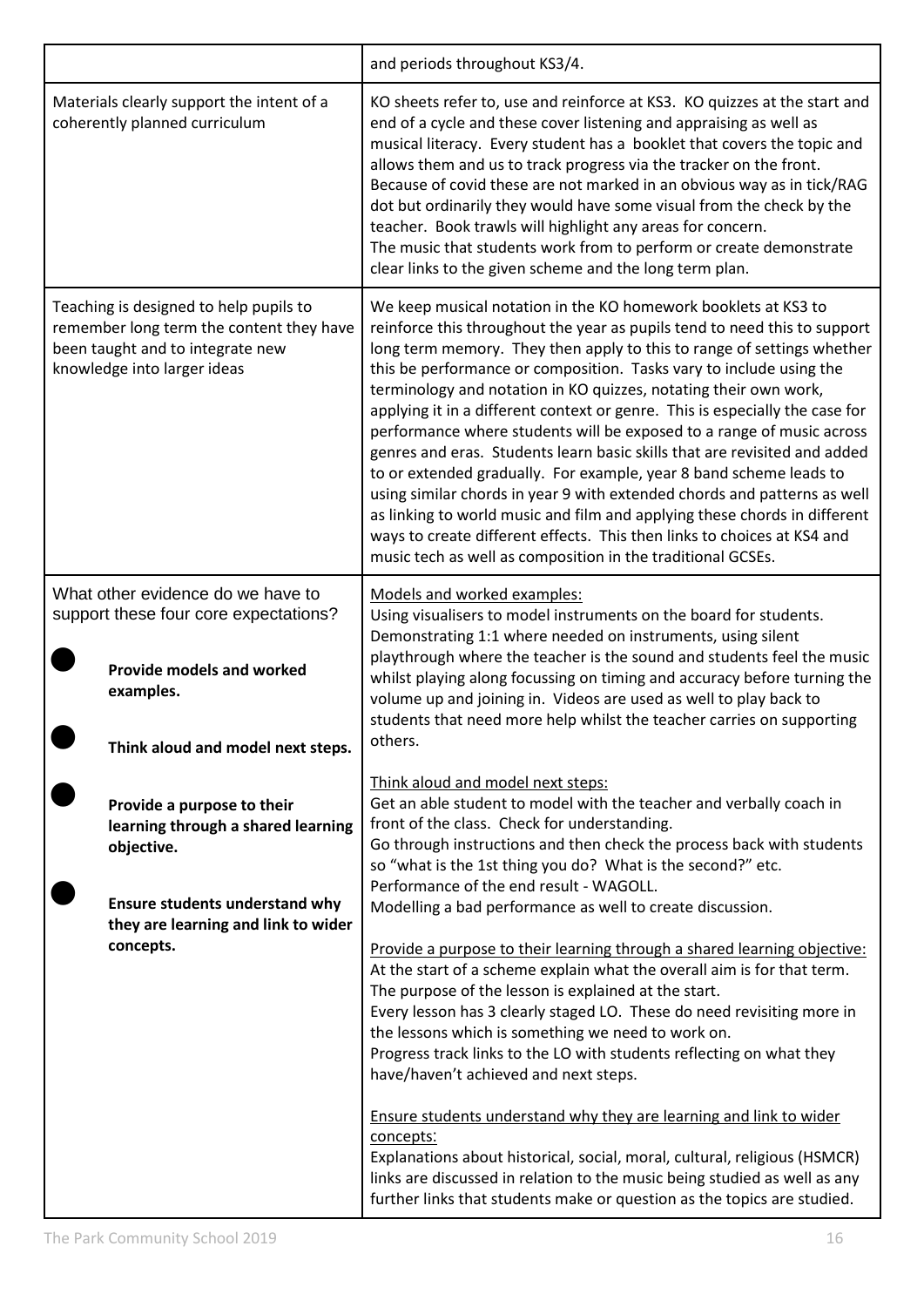| | |
|---|---|
| | and periods throughout KS3/4. |
| Materials clearly support the intent of a coherently planned curriculum | KO sheets refer to, use and reinforce at KS3. KO quizzes at the start and end of a cycle and these cover listening and appraising as well as musical literacy. Every student has a booklet that covers the topic and allows them and us to track progress via the tracker on the front. Because of covid these are not marked in an obvious way as in tick/RAG dot but ordinarily they would have some visual from the check by the teacher. Book trawls will highlight any areas for concern.<br>The music that students work from to perform or create demonstrate clear links to the given scheme and the long term plan. |
| Teaching is designed to help pupils to remember long term the content they have been taught and to integrate new knowledge into larger ideas | We keep musical notation in the KO homework booklets at KS3 to reinforce this throughout the year as pupils tend to need this to support long term memory. They then apply to this to range of settings whether this be performance or composition. Tasks vary to include using the terminology and notation in KO quizzes, notating their own work, applying it in a different context or genre. This is especially the case for performance where students will be exposed to a range of music across genres and eras. Students learn basic skills that are revisited and added to or extended gradually. For example, year 8 band scheme leads to using similar chords in year 9 with extended chords and patterns as well as linking to world music and film and applying these chords in different ways to create different effects. This then links to choices at KS4 and music tech as well as composition in the traditional GCSEs. |
| What other evidence do we have to support these four core expectations?<br>• **Provide models and worked examples.**<br>• **Think aloud and model next steps.**<br>• **Provide a purpose to their learning through a shared learning objective.**<br>• **Ensure students understand why they are learning and link to wider concepts.** | Models and worked examples:<br>Using visualisers to model instruments on the board for students. Demonstrating 1:1 where needed on instruments, using silent playthrough where the teacher is the sound and students feel the music whilst playing along focussing on timing and accuracy before turning the volume up and joining in. Videos are used as well to play back to students that need more help whilst the teacher carries on supporting others.<br><br>Think aloud and model next steps:<br>Get an able student to model with the teacher and verbally coach in front of the class. Check for understanding.<br>Go through instructions and then check the process back with students so "what is the 1st thing you do? What is the second?" etc.<br>Performance of the end result - WAGOLL.<br>Modelling a bad performance as well to create discussion.<br><br>Provide a purpose to their learning through a shared learning objective:<br>At the start of a scheme explain what the overall aim is for that term.<br>The purpose of the lesson is explained at the start.<br>Every lesson has 3 clearly staged LO. These do need revisiting more in the lessons which is something we need to work on.<br>Progress track links to the LO with students reflecting on what they have/haven't achieved and next steps.<br><br>Ensure students understand why they are learning and link to wider concepts:<br>Explanations about historical, social, moral, cultural, religious (HSMCR) links are discussed in relation to the music being studied as well as any further links that students make or question as the topics are studied. |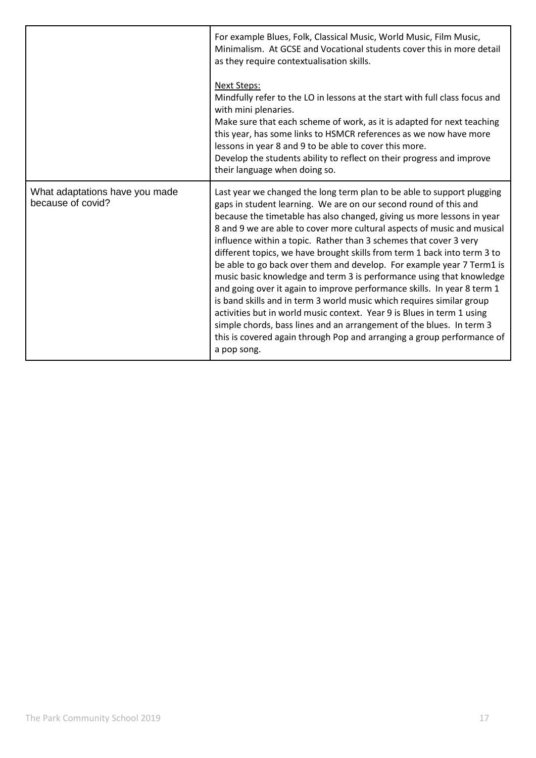| | |
|---|---|
| | For example Blues, Folk, Classical Music, World Music, Film Music, Minimalism. At GCSE and Vocational students cover this in more detail as they require contextualisation skills.<br><br>Next Steps:<br>Mindfully refer to the LO in lessons at the start with full class focus and with mini plenaries.<br>Make sure that each scheme of work, as it is adapted for next teaching this year, has some links to HSMCR references as we now have more lessons in year 8 and 9 to be able to cover this more.<br>Develop the students ability to reflect on their progress and improve their language when doing so. |
| What adaptations have you made because of covid? | Last year we changed the long term plan to be able to support plugging gaps in student learning. We are on our second round of this and because the timetable has also changed, giving us more lessons in year 8 and 9 we are able to cover more cultural aspects of music and musical influence within a topic. Rather than 3 schemes that cover 3 very different topics, we have brought skills from term 1 back into term 3 to be able to go back over them and develop. For example year 7 Term1 is music basic knowledge and term 3 is performance using that knowledge and going over it again to improve performance skills. In year 8 term 1 is band skills and in term 3 world music which requires similar group activities but in world music context. Year 9 is Blues in term 1 using simple chords, bass lines and an arrangement of the blues. In term 3 this is covered again through Pop and arranging a group performance of a pop song. |